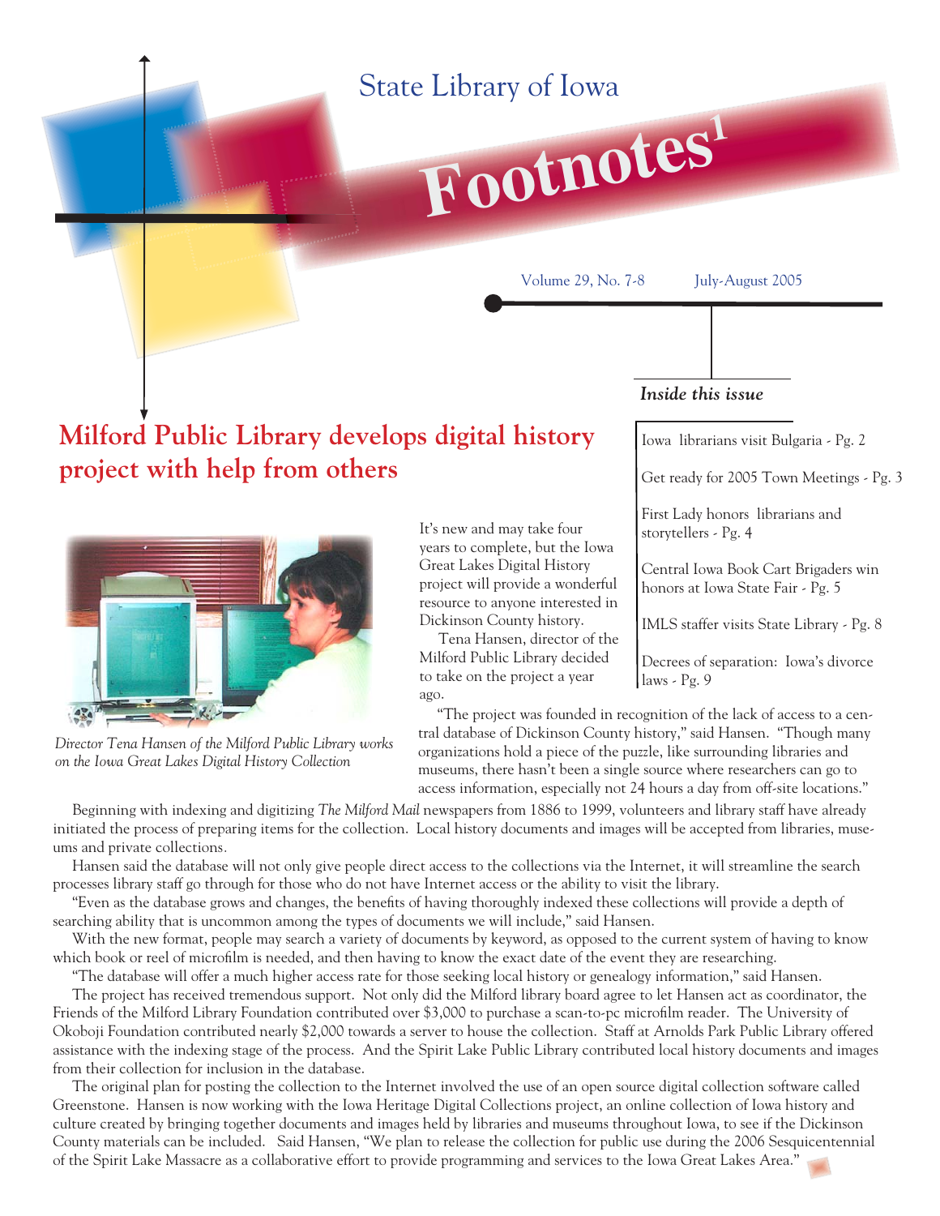State Library of Iowa

# Footnotes[1]

Volume 29, No. 7-8 July-August 2005

***Inside this issue***

- Iowa librarians visit Bulgaria - Pg. 2
- Get ready for 2005 Town Meetings - Pg. 3
- First Lady honors librarians and storytellers - Pg. 4
- Central Iowa Book Cart Brigaders win honors at Iowa State Fair - Pg. 5
- IMLS staffer visits State Library - Pg. 8
- Decrees of separation: Iowa's divorce laws - Pg. 9

## Milford Public Library develops digital history project with help from others

*Director Tena Hansen of the Milford Public Library works on the Iowa Great Lakes Digital History Collection*

It's new and may take four years to complete, but the Iowa Great Lakes Digital History project will provide a wonderful resource to anyone interested in Dickinson County history.

Tena Hansen, director of the Milford Public Library decided to take on the project a year ago.

"The project was founded in recognition of the lack of access to a central database of Dickinson County history," said Hansen. "Though many organizations hold a piece of the puzzle, like surrounding libraries and museums, there hasn't been a single source where researchers can go to access information, especially not 24 hours a day from off-site locations."

Beginning with indexing and digitizing *The Milford Mail* newspapers from 1886 to 1999, volunteers and library staff have already initiated the process of preparing items for the collection. Local history documents and images will be accepted from libraries, museums and private collections.

Hansen said the database will not only give people direct access to the collections via the Internet, it will streamline the search processes library staff go through for those who do not have Internet access or the ability to visit the library.

"Even as the database grows and changes, the benefits of having thoroughly indexed these collections will provide a depth of searching ability that is uncommon among the types of documents we will include," said Hansen.

With the new format, people may search a variety of documents by keyword, as opposed to the current system of having to know which book or reel of microfilm is needed, and then having to know the exact date of the event they are researching.

"The database will offer a much higher access rate for those seeking local history or genealogy information," said Hansen.

The project has received tremendous support. Not only did the Milford library board agree to let Hansen act as coordinator, the Friends of the Milford Library Foundation contributed over $3,000 to purchase a scan-to-pc microfilm reader. The University of Okoboji Foundation contributed nearly $2,000 towards a server to house the collection. Staff at Arnolds Park Public Library offered assistance with the indexing stage of the process. And the Spirit Lake Public Library contributed local history documents and images from their collection for inclusion in the database.

The original plan for posting the collection to the Internet involved the use of an open source digital collection software called Greenstone. Hansen is now working with the Iowa Heritage Digital Collections project, an online collection of Iowa history and culture created by bringing together documents and images held by libraries and museums throughout Iowa, to see if the Dickinson County materials can be included. Said Hansen, "We plan to release the collection for public use during the 2006 Sesquicentennial of the Spirit Lake Massacre as a collaborative effort to provide programming and services to the Iowa Great Lakes Area."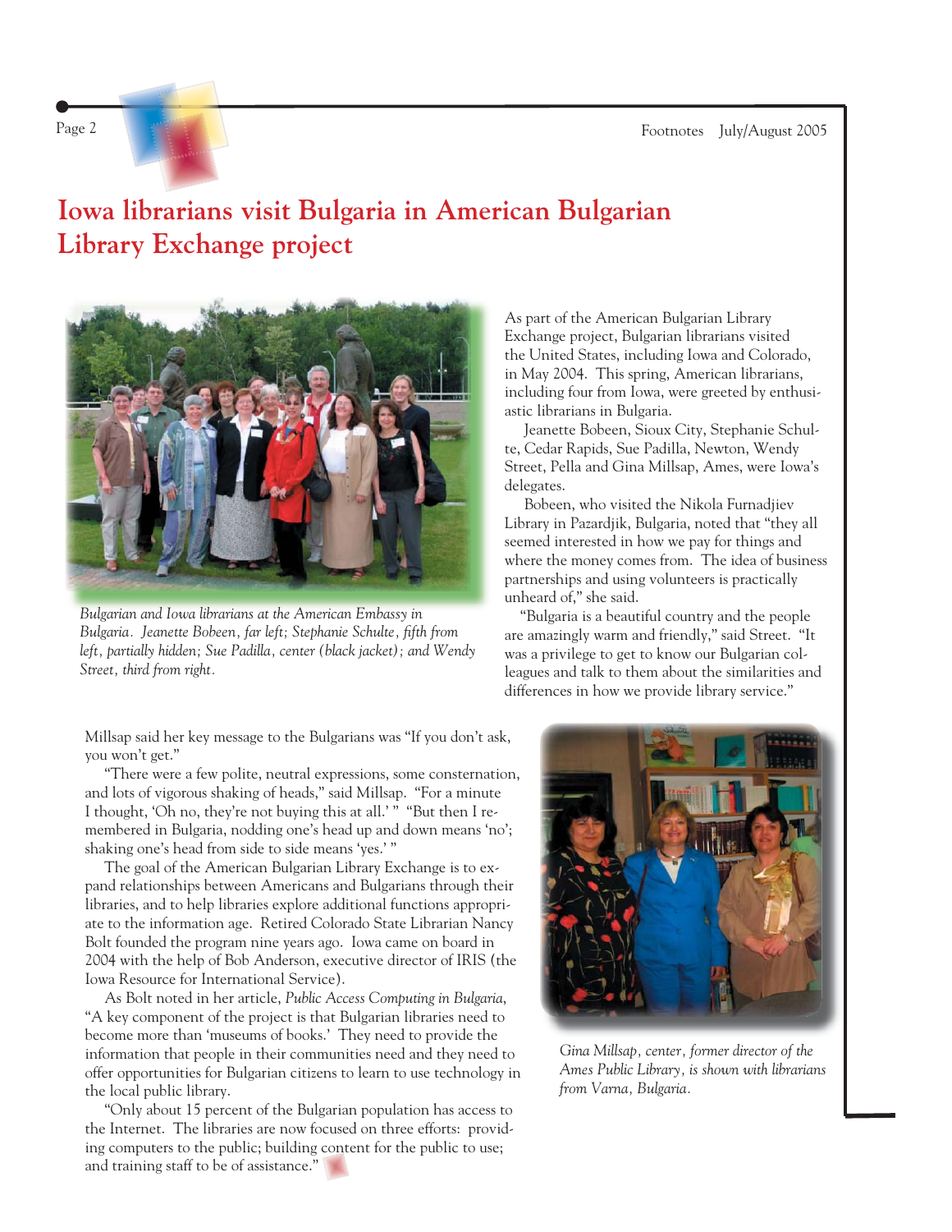# Iowa librarians visit Bulgaria in American Bulgarian Library Exchange project

*Bulgarian and Iowa librarians at the American Embassy in Bulgaria. Jeanette Bobeen, far left; Stephanie Schulte, fifth from left, partially hidden; Sue Padilla, center (black jacket); and Wendy Street, third from right.*

As part of the American Bulgarian Library Exchange project, Bulgarian librarians visited the United States, including Iowa and Colorado, in May 2004. This spring, American librarians, including four from Iowa, were greeted by enthusiastic librarians in Bulgaria.

Jeanette Bobeen, Sioux City, Stephanie Schulte, Cedar Rapids, Sue Padilla, Newton, Wendy Street, Pella and Gina Millsap, Ames, were Iowa's delegates.

Bobeen, who visited the Nikola Furnadjiev Library in Pazardjik, Bulgaria, noted that "they all seemed interested in how we pay for things and where the money comes from. The idea of business partnerships and using volunteers is practically unheard of," she said.

"Bulgaria is a beautiful country and the people are amazingly warm and friendly," said Street. "It was a privilege to get to know our Bulgarian colleagues and talk to them about the similarities and differences in how we provide library service."

Millsap said her key message to the Bulgarians was "If you don't ask, you won't get."

"There were a few polite, neutral expressions, some consternation, and lots of vigorous shaking of heads," said Millsap. "For a minute I thought, 'Oh no, they're not buying this at all.' " "But then I remembered in Bulgaria, nodding one's head up and down means 'no'; shaking one's head from side to side means 'yes.' "

The goal of the American Bulgarian Library Exchange is to expand relationships between Americans and Bulgarians through their libraries, and to help libraries explore additional functions appropriate to the information age. Retired Colorado State Librarian Nancy Bolt founded the program nine years ago. Iowa came on board in 2004 with the help of Bob Anderson, executive director of IRIS (the Iowa Resource for International Service).

As Bolt noted in her article, *Public Access Computing in Bulgaria*, "A key component of the project is that Bulgarian libraries need to become more than 'museums of books.' They need to provide the information that people in their communities need and they need to offer opportunities for Bulgarian citizens to learn to use technology in the local public library.

"Only about 15 percent of the Bulgarian population has access to the Internet. The libraries are now focused on three efforts: providing computers to the public; building content for the public to use; and training staff to be of assistance."

*Gina Millsap, center, former director of the Ames Public Library, is shown with librarians from Varna, Bulgaria.*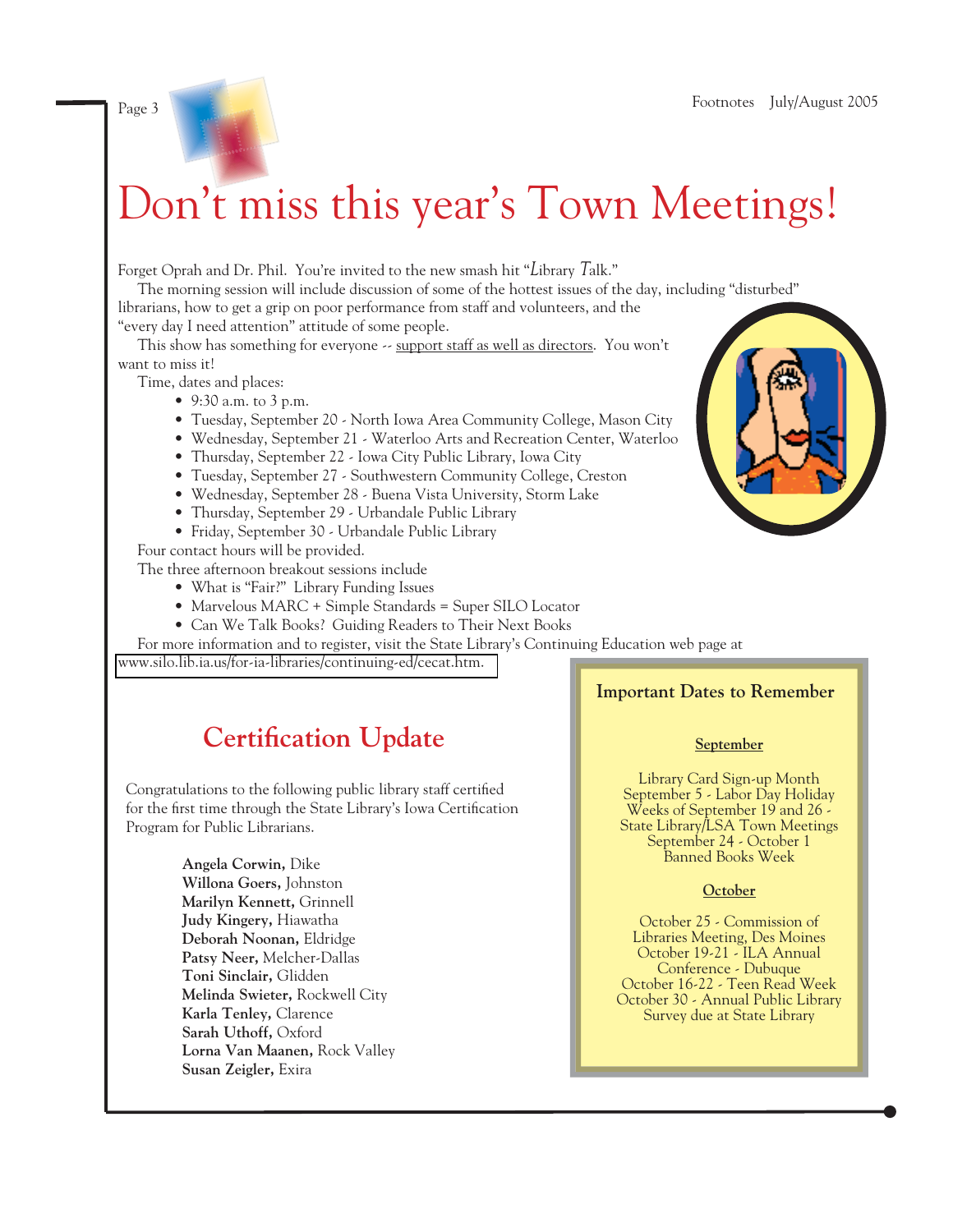// Don't miss this year's Town Meetings!

# Don't miss this year's Town Meetings!

Forget Oprah and Dr. Phil. You're invited to the new smash hit "*L*ibrary *T*alk."

The morning session will include discussion of some of the hottest issues of the day, including "disturbed" librarians, how to get a grip on poor performance from staff and volunteers, and the "every day I need attention" attitude of some people.

This show has something for everyone -- <u>support staff as well as directors</u>. You won't want to miss it!

Time, dates and places:

- 9:30 a.m. to 3 p.m.
- Tuesday, September 20 - North Iowa Area Community College, Mason City
- Wednesday, September 21 - Waterloo Arts and Recreation Center, Waterloo
- Thursday, September 22 - Iowa City Public Library, Iowa City
- Tuesday, September 27 - Southwestern Community College, Creston
- Wednesday, September 28 - Buena Vista University, Storm Lake
- Thursday, September 29 - Urbandale Public Library
- Friday, September 30 - Urbandale Public Library

Four contact hours will be provided.

The three afternoon breakout sessions include

- What is "Fair?" Library Funding Issues
- Marvelous MARC + Simple Standards = Super SILO Locator
- Can We Talk Books? Guiding Readers to Their Next Books

For more information and to register, visit the State Library's Continuing Education web page at www.silo.lib.ia.us/for-ia-libraries/continuing-ed/cecat.htm.

## Certification Update

Congratulations to the following public library staff certified for the first time through the State Library's Iowa Certification Program for Public Librarians.

**Angela Corwin,** Dike
**Willona Goers,** Johnston
**Marilyn Kennett,** Grinnell
**Judy Kingery,** Hiawatha
**Deborah Noonan,** Eldridge
**Patsy Neer,** Melcher-Dallas
**Toni Sinclair,** Glidden
**Melinda Swieter,** Rockwell City
**Karla Tenley,** Clarence
**Sarah Uthoff,** Oxford
**Lorna Van Maanen,** Rock Valley
**Susan Zeigler,** Exira

### Important Dates to Remember

**<u>September</u>**

Library Card Sign-up Month
September 5 - Labor Day Holiday
Weeks of September 19 and 26 - State Library/LSA Town Meetings
September 24 - October 1 Banned Books Week

**<u>October</u>**

October 25 - Commission of Libraries Meeting, Des Moines
October 19-21 - ILA Annual Conference - Dubuque
October 16-22 - Teen Read Week
October 30 - Annual Public Library Survey due at State Library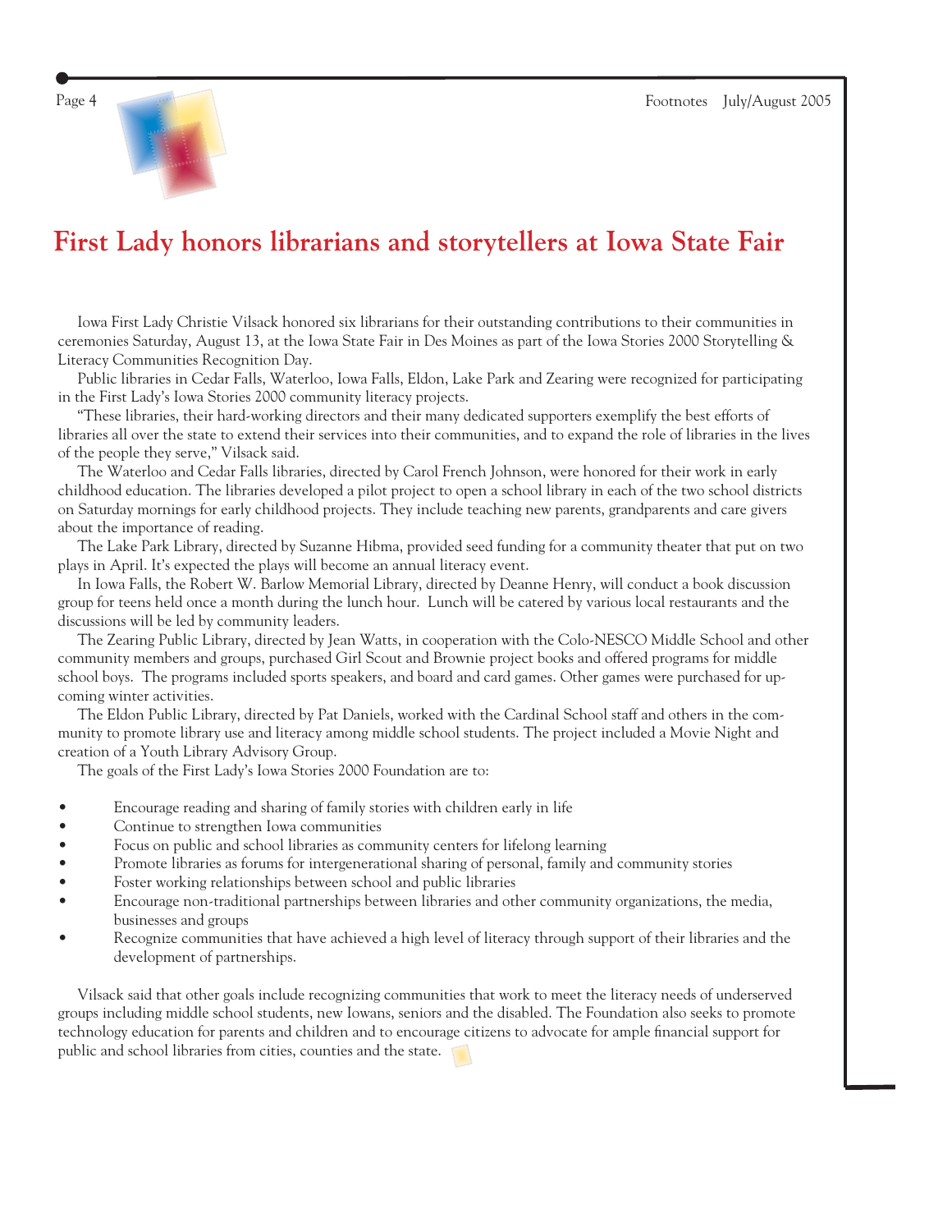# First Lady honors librarians and storytellers at Iowa State Fair

Iowa First Lady Christie Vilsack honored six librarians for their outstanding contributions to their communities in ceremonies Saturday, August 13, at the Iowa State Fair in Des Moines as part of the Iowa Stories 2000 Storytelling & Literacy Communities Recognition Day.

Public libraries in Cedar Falls, Waterloo, Iowa Falls, Eldon, Lake Park and Zearing were recognized for participating in the First Lady's Iowa Stories 2000 community literacy projects.

"These libraries, their hard-working directors and their many dedicated supporters exemplify the best efforts of libraries all over the state to extend their services into their communities, and to expand the role of libraries in the lives of the people they serve," Vilsack said.

The Waterloo and Cedar Falls libraries, directed by Carol French Johnson, were honored for their work in early childhood education. The libraries developed a pilot project to open a school library in each of the two school districts on Saturday mornings for early childhood projects. They include teaching new parents, grandparents and care givers about the importance of reading.

The Lake Park Library, directed by Suzanne Hibma, provided seed funding for a community theater that put on two plays in April. It's expected the plays will become an annual literacy event.

In Iowa Falls, the Robert W. Barlow Memorial Library, directed by Deanne Henry, will conduct a book discussion group for teens held once a month during the lunch hour. Lunch will be catered by various local restaurants and the discussions will be led by community leaders.

The Zearing Public Library, directed by Jean Watts, in cooperation with the Colo-NESCO Middle School and other community members and groups, purchased Girl Scout and Brownie project books and offered programs for middle school boys. The programs included sports speakers, and board and card games. Other games were purchased for upcoming winter activities.

The Eldon Public Library, directed by Pat Daniels, worked with the Cardinal School staff and others in the community to promote library use and literacy among middle school students. The project included a Movie Night and creation of a Youth Library Advisory Group.

The goals of the First Lady's Iowa Stories 2000 Foundation are to:

- Encourage reading and sharing of family stories with children early in life
- Continue to strengthen Iowa communities
- Focus on public and school libraries as community centers for lifelong learning
- Promote libraries as forums for intergenerational sharing of personal, family and community stories
- Foster working relationships between school and public libraries
- Encourage non-traditional partnerships between libraries and other community organizations, the media, businesses and groups
- Recognize communities that have achieved a high level of literacy through support of their libraries and the development of partnerships.

Vilsack said that other goals include recognizing communities that work to meet the literacy needs of underserved groups including middle school students, new Iowans, seniors and the disabled. The Foundation also seeks to promote technology education for parents and children and to encourage citizens to advocate for ample financial support for public and school libraries from cities, counties and the state.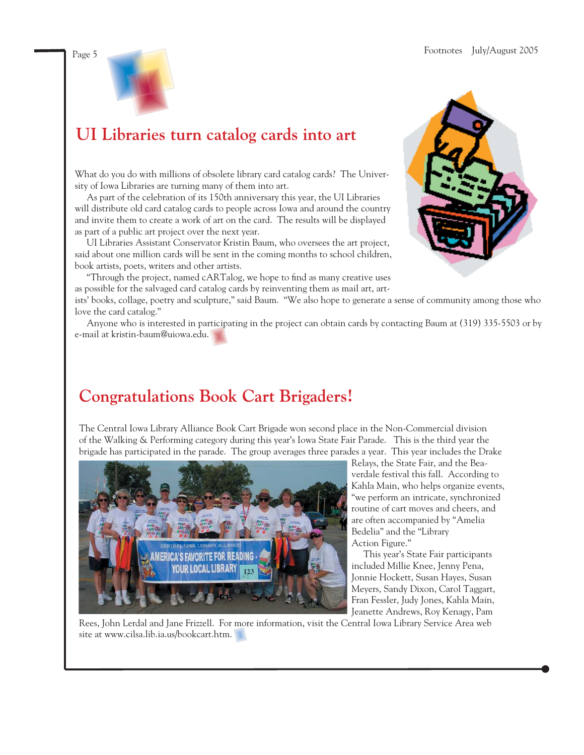# UI Libraries turn catalog cards into art

What do you do with millions of obsolete library card catalog cards? The University of Iowa Libraries are turning many of them into art.

As part of the celebration of its 150th anniversary this year, the UI Libraries will distribute old card catalog cards to people across Iowa and around the country and invite them to create a work of art on the card. The results will be displayed as part of a public art project over the next year.

UI Libraries Assistant Conservator Kristin Baum, who oversees the art project, said about one million cards will be sent in the coming months to school children, book artists, poets, writers and other artists.

"Through the project, named cARTalog, we hope to find as many creative uses as possible for the salvaged card catalog cards by reinventing them as mail art, artists' books, collage, poetry and sculpture," said Baum. "We also hope to generate a sense of community among those who love the card catalog."

Anyone who is interested in participating in the project can obtain cards by contacting Baum at (319) 335-5503 or by e-mail at kristin-baum@uiowa.edu.

# Congratulations Book Cart Brigaders!

The Central Iowa Library Alliance Book Cart Brigade won second place in the Non-Commercial division of the Walking & Performing category during this year's Iowa State Fair Parade. This is the third year the brigade has participated in the parade. The group averages three parades a year. This year includes the Drake Relays, the State Fair, and the Beaverdale festival this fall. According to Kahla Main, who helps organize events, "we perform an intricate, synchronized routine of cart moves and cheers, and are often accompanied by "Amelia Bedelia" and the "Library Action Figure."

This year's State Fair participants included Millie Knee, Jenny Pena, Jonnie Hockett, Susan Hayes, Susan Meyers, Sandy Dixon, Carol Taggart, Fran Fessler, Judy Jones, Kahla Main, Jeanette Andrews, Roy Kenagy, Pam Rees, John Lerdal and Jane Frizzell. For more information, visit the Central Iowa Library Service Area web site at www.cilsa.lib.ia.us/bookcart.htm.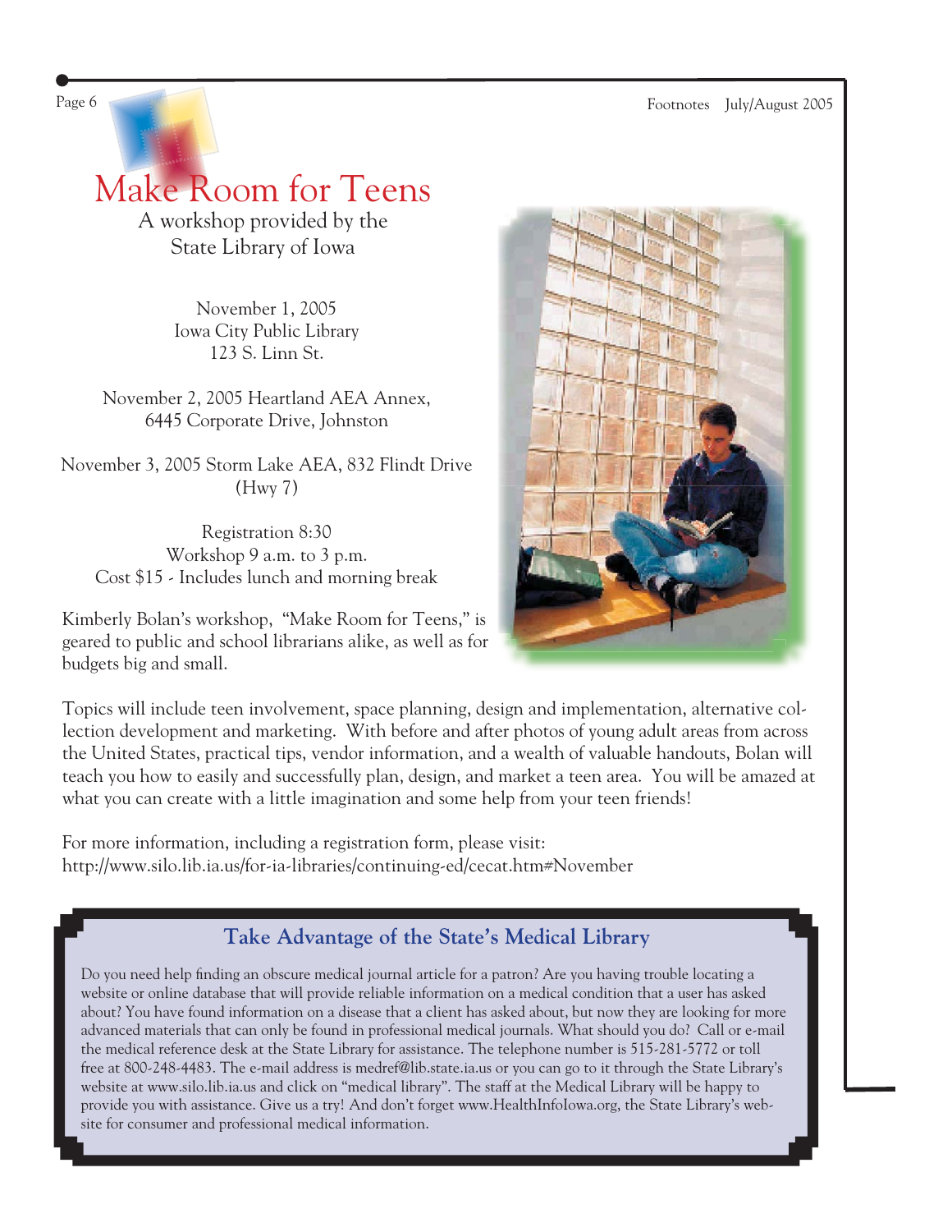# Make Room for Teens

A workshop provided by the State Library of Iowa

November 1, 2005
Iowa City Public Library
123 S. Linn St.

November 2, 2005 Heartland AEA Annex,
6445 Corporate Drive, Johnston

November 3, 2005 Storm Lake AEA, 832 Flindt Drive
(Hwy 7)

Registration 8:30
Workshop 9 a.m. to 3 p.m.
Cost $15 - Includes lunch and morning break

Kimberly Bolan's workshop, "Make Room for Teens," is geared to public and school librarians alike, as well as for budgets big and small.

Topics will include teen involvement, space planning, design and implementation, alternative collection development and marketing. With before and after photos of young adult areas from across the United States, practical tips, vendor information, and a wealth of valuable handouts, Bolan will teach you how to easily and successfully plan, design, and market a teen area. You will be amazed at what you can create with a little imagination and some help from your teen friends!

For more information, including a registration form, please visit:
http://www.silo.lib.ia.us/for-ia-libraries/continuing-ed/cecat.htm#November

## Take Advantage of the State's Medical Library

Do you need help finding an obscure medical journal article for a patron? Are you having trouble locating a website or online database that will provide reliable information on a medical condition that a user has asked about? You have found information on a disease that a client has asked about, but now they are looking for more advanced materials that can only be found in professional medical journals. What should you do? Call or e-mail the medical reference desk at the State Library for assistance. The telephone number is 515-281-5772 or toll free at 800-248-4483. The e-mail address is medref@lib.state.ia.us or you can go to it through the State Library's website at www.silo.lib.ia.us and click on "medical library". The staff at the Medical Library will be happy to provide you with assistance. Give us a try! And don't forget www.HealthInfoIowa.org, the State Library's website for consumer and professional medical information.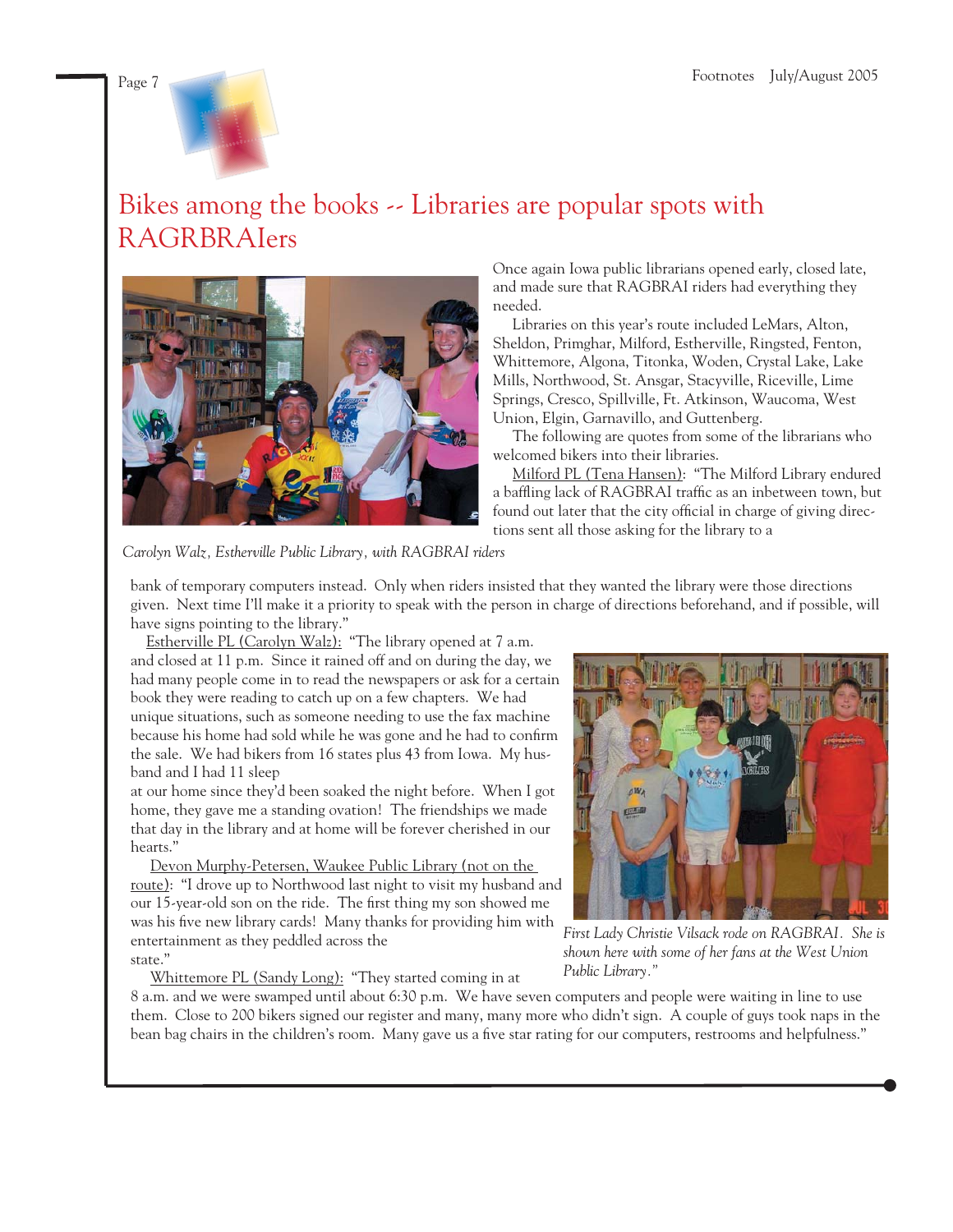# Bikes among the books -- Libraries are popular spots with RAGRBRAIers

*Carolyn Walz, Estherville Public Library, with RAGBRAI riders*

Once again Iowa public librarians opened early, closed late, and made sure that RAGBRAI riders had everything they needed.

Libraries on this year's route included LeMars, Alton, Sheldon, Primghar, Milford, Estherville, Ringsted, Fenton, Whittemore, Algona, Titonka, Woden, Crystal Lake, Lake Mills, Northwood, St. Ansgar, Stacyville, Riceville, Lime Springs, Cresco, Spillville, Ft. Atkinson, Waucoma, West Union, Elgin, Garnavillo, and Guttenberg.

The following are quotes from some of the librarians who welcomed bikers into their libraries.

Milford PL (Tena Hansen): "The Milford Library endured a baffling lack of RAGBRAI traffic as an inbetween town, but found out later that the city official in charge of giving directions sent all those asking for the library to a bank of temporary computers instead. Only when riders insisted that they wanted the library were those directions given. Next time I'll make it a priority to speak with the person in charge of directions beforehand, and if possible, will have signs pointing to the library."

Estherville PL (Carolyn Walz): "The library opened at 7 a.m. and closed at 11 p.m. Since it rained off and on during the day, we had many people come in to read the newspapers or ask for a certain book they were reading to catch up on a few chapters. We had unique situations, such as someone needing to use the fax machine because his home had sold while he was gone and he had to confirm the sale. We had bikers from 16 states plus 43 from Iowa. My husband and I had 11 sleep at our home since they'd been soaked the night before. When I got home, they gave me a standing ovation! The friendships we made that day in the library and at home will be forever cherished in our hearts."

Devon Murphy-Petersen, Waukee Public Library (not on the route): "I drove up to Northwood last night to visit my husband and our 15-year-old son on the ride. The first thing my son showed me was his five new library cards! Many thanks for providing him with entertainment as they peddled across the state."

*First Lady Christie Vilsack rode on RAGBRAI. She is shown here with some of her fans at the West Union Public Library."*

Whittemore PL (Sandy Long): "They started coming in at 8 a.m. and we were swamped until about 6:30 p.m. We have seven computers and people were waiting in line to use them. Close to 200 bikers signed our register and many, many more who didn't sign. A couple of guys took naps in the bean bag chairs in the children's room. Many gave us a five star rating for our computers, restrooms and helpfulness."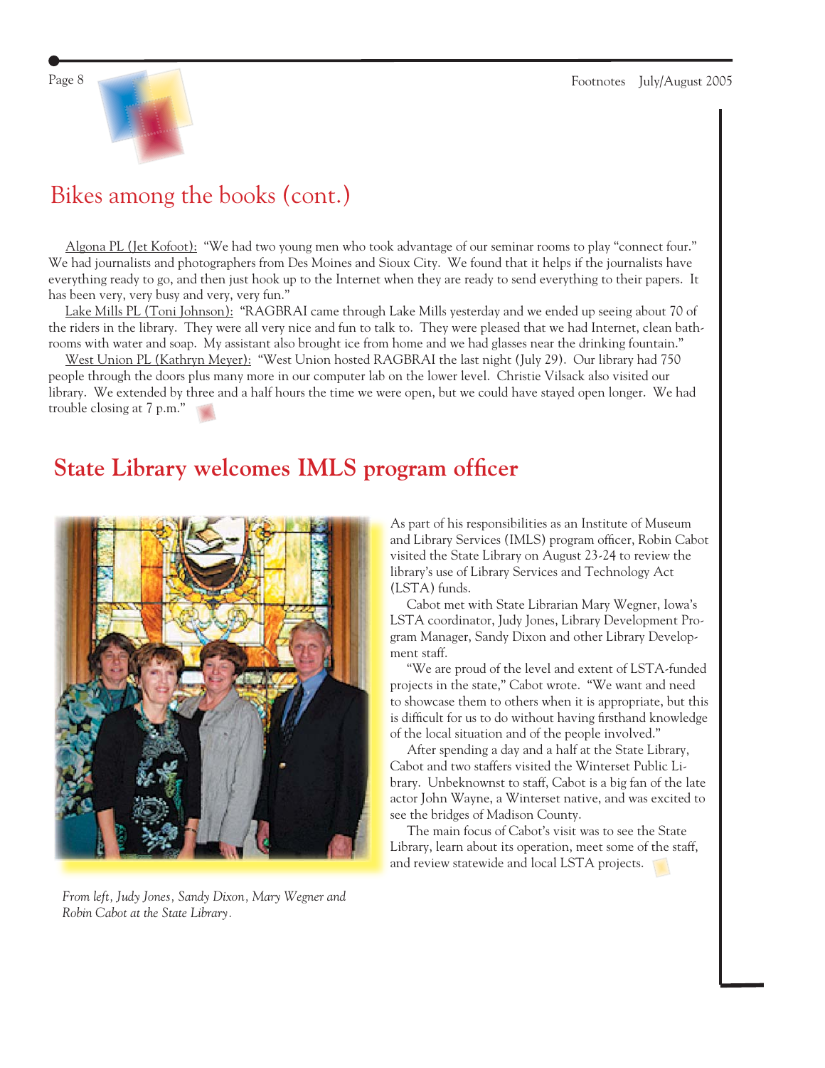## Bikes among the books (cont.)

Algona PL (Jet Kofoot): "We had two young men who took advantage of our seminar rooms to play "connect four." We had journalists and photographers from Des Moines and Sioux City. We found that it helps if the journalists have everything ready to go, and then just hook up to the Internet when they are ready to send everything to their papers. It has been very, very busy and very, very fun."

Lake Mills PL (Toni Johnson): "RAGBRAI came through Lake Mills yesterday and we ended up seeing about 70 of the riders in the library. They were all very nice and fun to talk to. They were pleased that we had Internet, clean bathrooms with water and soap. My assistant also brought ice from home and we had glasses near the drinking fountain."

West Union PL (Kathryn Meyer): "West Union hosted RAGBRAI the last night (July 29). Our library had 750 people through the doors plus many more in our computer lab on the lower level. Christie Vilsack also visited our library. We extended by three and a half hours the time we were open, but we could have stayed open longer. We had trouble closing at 7 p.m."

## **State Library welcomes IMLS program officer**

*From left, Judy Jones, Sandy Dixon, Mary Wegner and Robin Cabot at the State Library.*

As part of his responsibilities as an Institute of Museum and Library Services (IMLS) program officer, Robin Cabot visited the State Library on August 23-24 to review the library's use of Library Services and Technology Act (LSTA) funds.

Cabot met with State Librarian Mary Wegner, Iowa's LSTA coordinator, Judy Jones, Library Development Program Manager, Sandy Dixon and other Library Development staff.

"We are proud of the level and extent of LSTA-funded projects in the state," Cabot wrote. "We want and need to showcase them to others when it is appropriate, but this is difficult for us to do without having firsthand knowledge of the local situation and of the people involved."

After spending a day and a half at the State Library, Cabot and two staffers visited the Winterset Public Library. Unbeknownst to staff, Cabot is a big fan of the late actor John Wayne, a Winterset native, and was excited to see the bridges of Madison County.

The main focus of Cabot's visit was to see the State Library, learn about its operation, meet some of the staff, and review statewide and local LSTA projects.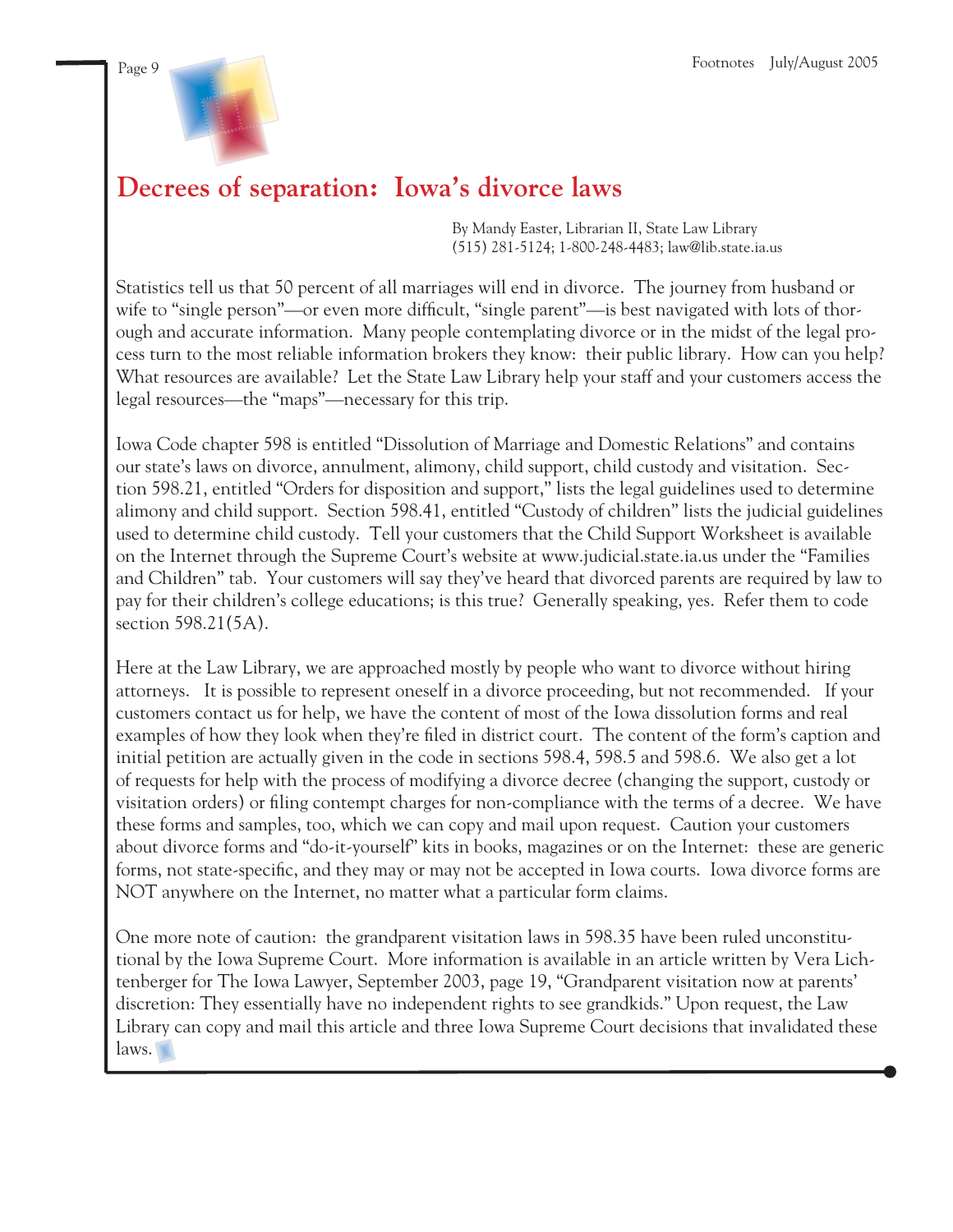# Decrees of separation: Iowa's divorce laws

By Mandy Easter, Librarian II, State Law Library
(515) 281-5124; 1-800-248-4483; law@lib.state.ia.us

Statistics tell us that 50 percent of all marriages will end in divorce. The journey from husband or wife to "single person"—or even more difficult, "single parent"—is best navigated with lots of thorough and accurate information. Many people contemplating divorce or in the midst of the legal process turn to the most reliable information brokers they know: their public library. How can you help? What resources are available? Let the State Law Library help your staff and your customers access the legal resources—the "maps"—necessary for this trip.

Iowa Code chapter 598 is entitled "Dissolution of Marriage and Domestic Relations" and contains our state's laws on divorce, annulment, alimony, child support, child custody and visitation. Section 598.21, entitled "Orders for disposition and support," lists the legal guidelines used to determine alimony and child support. Section 598.41, entitled "Custody of children" lists the judicial guidelines used to determine child custody. Tell your customers that the Child Support Worksheet is available on the Internet through the Supreme Court's website at www.judicial.state.ia.us under the "Families and Children" tab. Your customers will say they've heard that divorced parents are required by law to pay for their children's college educations; is this true? Generally speaking, yes. Refer them to code section 598.21(5A).

Here at the Law Library, we are approached mostly by people who want to divorce without hiring attorneys. It is possible to represent oneself in a divorce proceeding, but not recommended. If your customers contact us for help, we have the content of most of the Iowa dissolution forms and real examples of how they look when they're filed in district court. The content of the form's caption and initial petition are actually given in the code in sections 598.4, 598.5 and 598.6. We also get a lot of requests for help with the process of modifying a divorce decree (changing the support, custody or visitation orders) or filing contempt charges for non-compliance with the terms of a decree. We have these forms and samples, too, which we can copy and mail upon request. Caution your customers about divorce forms and "do-it-yourself" kits in books, magazines or on the Internet: these are generic forms, not state-specific, and they may or may not be accepted in Iowa courts. Iowa divorce forms are NOT anywhere on the Internet, no matter what a particular form claims.

One more note of caution: the grandparent visitation laws in 598.35 have been ruled unconstitutional by the Iowa Supreme Court. More information is available in an article written by Vera Lichtenberger for The Iowa Lawyer, September 2003, page 19, "Grandparent visitation now at parents' discretion: They essentially have no independent rights to see grandkids." Upon request, the Law Library can copy and mail this article and three Iowa Supreme Court decisions that invalidated these laws.